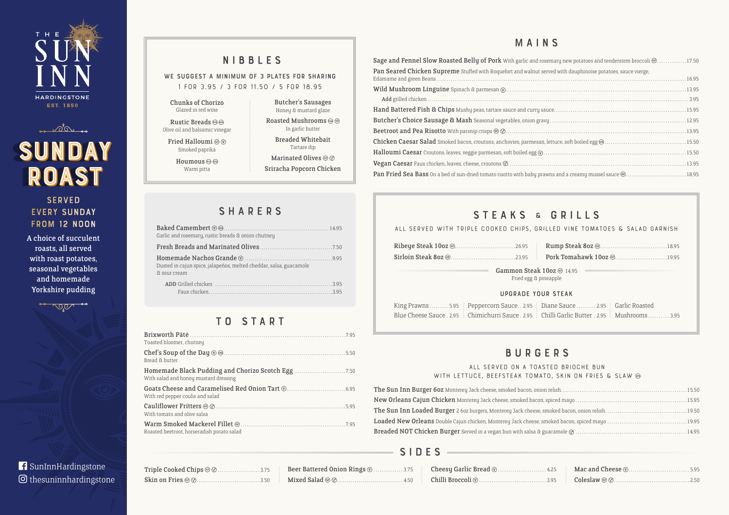# THE SUN INN

HARDINGSTONE

EST. 1850

## SUNDAY ROAST

SERVED EVERY SUNDAY FROM 12 NOON

A choice of succulent roasts, all served with roast potatoes, seasonal vegetables and homemade Yorkshire pudding

SunInnHardingstone

thesuninnhardingstone

## NIBBLES

WE SUGGEST A MINIMUM OF 3 PLATES FOR SHARING

1 FOR 3.95 / 3 FOR 11.50 / 5 FOR 18.95

- **Chunks of Chorizo** – Glazed in red wine
- **Rustic Breads** – Olive oil and balsamic vinegar
- **Fried Halloumi** – Smoked paprika
- **Houmous** – Warm pitta
- **Butcher's Sausages** – Honey & mustard glaze
- **Roasted Mushrooms** – In garlic butter
- **Breaded Whitebait** – Tartare dip
- **Marinated Olives**
- **Sriracha Popcorn Chicken**

## SHARERS

- **Baked Camembert** ... 14.95 – Garlic and rosemary, rustic breads & onion chutney
- **Fresh Breads and Marinated Olives** ... 7.50
- **Homemade Nachos Grande** ... 9.95 – Dusted in cajun spice, jalapeños, melted cheddar, salsa, guacamole & sour cream
  - ADD Grilled chicken ... 3.95
  - Faux chicken ... 3.95

## TO START

- **Brixworth Pâté** ... 7.95 – Toasted bloomer, chutney
- **Chef's Soup of the Day** ... 5.50 – Bread & butter
- **Homemade Black Pudding and Chorizo Scotch Egg** ... 7.50 – With salad and honey mustard dressing
- **Goats Cheese and Caramelised Red Onion Tart** ... 6.95 – With red pepper coulis and salad
- **Cauliflower Fritters** ... 5.95 – With tomato and olive salsa
- **Warm Smoked Mackerel Fillet** ... 7.95 – Roasted beetroot, horseradish potato salad

## MAINS

- **Sage and Fennel Slow Roasted Belly of Pork** With garlic and rosemary new potatoes and tenderstem broccoli ... 17.50
- **Pan Seared Chicken Supreme** Stuffed with Roquefort and walnut served with dauphinoise potatoes, sauce vierge, Edamame and green Beans ... 16.95
- **Wild Mushroom Linguine** Spinach & parmesan ... 13.95
  - Add grilled chicken ... 3.95
- **Hand Battered Fish & Chips** Mushy peas, tartare sauce and curry sauce ... 15.95
- **Butcher's Choice Sausage & Mash** Seasonal vegetables, onion gravy ... 12.95
- **Beetroot and Pea Risotto** With parsnip crisps ... 13.95
- **Chicken Caesar Salad** Smoked bacon, croutons, anchovies, parmesan, lettuce, soft boiled egg ... 15.50
- **Halloumi Caesar** Croutons, leaves, veggie parmesan, soft boiled egg ... 15.50
- **Vegan Caesar** Faux chicken, leaves, cheese, croutons ... 13.95
- **Pan Fried Sea Bass** On a bed of sun-dried tomato risotto with baby prawns and a creamy mussel sauce ... 18.95

## STEAKS & GRILLS

ALL SERVED WITH TRIPLE COOKED CHIPS, GRILLED VINE TOMATOES & SALAD GARNISH

- **Ribeye Steak 10oz** ... 26.95
- **Sirloin Steak 8oz** ... 23.95
- **Rump Steak 8oz** ... 18.95
- **Pork Tomahawk 10oz** ... 19.95
- **Gammon Steak 10oz** 14.95 – Fried egg & pineapple

### UPGRADE YOUR STEAK

- King Prawns ... 5.95
- Blue Cheese Sauce . 2.95
- Peppercorn Sauce .. 2.95
- Chimichurri Sauce . 2.95
- Diane Sauce ... 2.95
- Chilli Garlic Butter . 2.95
- Garlic Roasted Mushrooms ... 3.95

## BURGERS

ALL SERVED ON A TOASTED BRIOCHE BUN WITH LETTUCE, BEEFSTEAK TOMATO, SKIN ON FRIES & SLAW

- **The Sun Inn Burger 6oz** Monterey Jack cheese, smoked bacon, onion relish ... 15.50
- **New Orleans Cajun Chicken** Monterey Jack cheese, smoked bacon, spiced mayo ... 15.95
- **The Sun Inn Loaded Burger** 2 6oz burgers, Monterey Jack cheese, smoked bacon, onion relish ... 19.50
- **Loaded New Orleans** Double Cajun chicken, Monterey Jack cheese, smoked bacon, spiced mayo ... 19.95
- **Breaded NOT Chicken Burger** Served in a vegan bun with salsa & guacamole ... 14.95

## SIDES

- Triple Cooked Chips ... 3.75
- Skin on Fries ... 3.50
- Beer Battered Onion Rings ... 3.75
- Mixed Salad ... 4.50
- Cheesy Garlic Bread ... 4.25
- Chilli Broccoli ... 3.95
- Mac and Cheese ... 5.95
- Coleslaw ... 2.50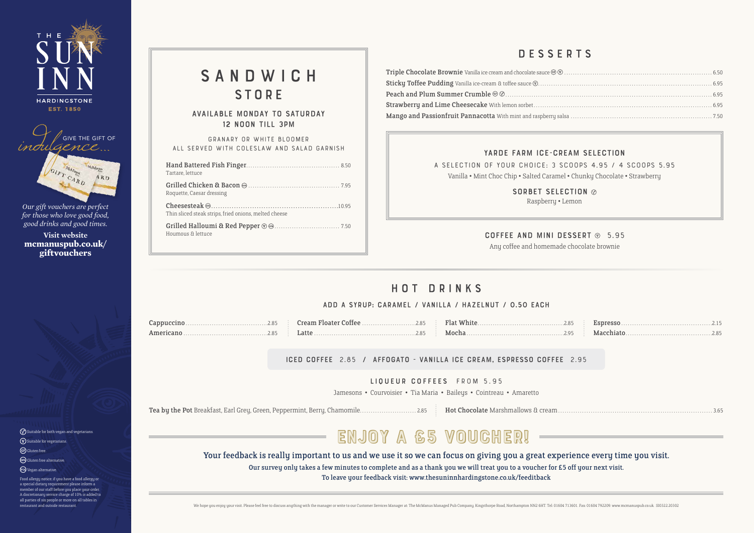# THE SUN INN

HARDINGSTONE

EST. 1850

GIVE THE GIFT OF *indulgence...*

*Our gift vouchers are perfect for those who love good food, good drinks and good times.*

**Visit website mcmanuspub.co.uk/giftvouchers**

## SANDWICH STORE

### AVAILABLE MONDAY TO SATURDAY 12 NOON TILL 3PM

GRANARY OR WHITE BLOOMER

ALL SERVED WITH COLESLAW AND SALAD GARNISH

**Hand Battered Fish Finger** ..... 8.50
Tartare, lettuce

**Grilled Chicken & Bacon** (GFA) ..... 7.95
Roquette, Caesar dressing

**Cheesesteak** (GFA) ..... 10.95
Thin sliced steak strips, fried onions, melted cheese

**Grilled Halloumi & Red Pepper** (V) (GFA) ..... 7.50
Houmous & lettuce

## DESSERTS

**Triple Chocolate Brownie** Vanilla ice cream and chocolate sauce (GF) (V) ..... 6.50

**Sticky Toffee Pudding** Vanilla ice-cream & toffee sauce (V) ..... 6.95

**Peach and Plum Summer Crumble** (GF) (V) ..... 6.95

**Strawberry and Lime Cheesecake** With lemon sorbet ..... 6.95

**Mango and Passionfruit Pannacotta** With mint and raspberry salsa ..... 7.50

### YARDE FARM ICE-CREAM SELECTION

A SELECTION OF YOUR CHOICE: 3 SCOOPS 4.95 / 4 SCOOPS 5.95

Vanilla • Mint Choc Chip • Salted Caramel • Chunky Chocolate • Strawberry

### SORBET SELECTION (V)

Raspberry • Lemon

### COFFEE AND MINI DESSERT (V) 5.95

Any coffee and homemade chocolate brownie

## HOT DRINKS

### ADD A SYRUP: CARAMEL / VANILLA / HAZELNUT / 0.50 EACH

**Cappuccino** ..... 2.85

**Americano** ..... 2.85

**Cream Floater Coffee** ..... 2.85

**Latte** ..... 2.85

**Flat White** ..... 2.85

**Mocha** ..... 2.95

**Espresso** ..... 2.15

**Macchiato** ..... 2.85

ICED COFFEE 2.85 / AFFOGATO - VANILLA ICE CREAM, ESPRESSO COFFEE 2.95

### LIQUEUR COFFEES FROM 5.95

Jamesons • Courvoisier • Tia Maria • Baileys • Cointreau • Amaretto

**Tea by the Pot** Breakfast, Earl Grey, Green, Peppermint, Berry, Chamomile ..... 2.85

**Hot Chocolate** Marshmallows & cream ..... 3.65

## ENJOY A £5 VOUCHER!

Your feedback is really important to us and we use it so we can focus on giving you a great experience every time you visit.

Our survey only takes a few minutes to complete and as a thank you we will treat you to a voucher for £5 off your next visit.

To leave your feedback visit: www.thesuninnhardingstone.co.uk/feeditback

(VG) Suitable for both vegan and vegetarians.

(V) Suitable for vegetarians.

(GF) Gluten free.

(GFA) Gluten free alternative.

(VGA) Vegan alternative.

Food allergy notice: if you have a food allergy or a special dietary requirement please inform a member of our staff before you place your order. A discretionary service charge of 10% is added to all parties of six people or more on all tables in restaurant and outside restaurant.

We hope you enjoy your visit. Please feel free to discuss anything with the manager or write to our Customer Services Manager at: The McManus Managed Pub Company, Kingsthorpe Road, Northampton NN2 6HT. Tel: 01604 713601. Fax: 01604 792209. www.mcmanuspub.co.uk. SI0322.20302